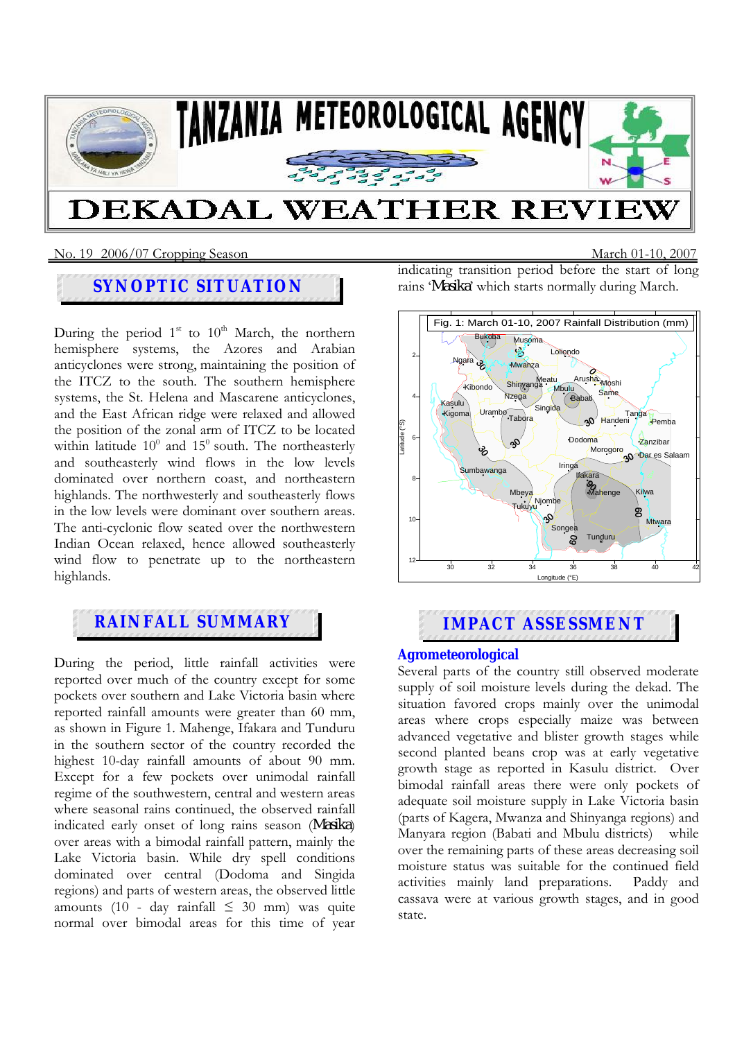# TANZANIA METEOROLOGICAL AGENCY

# DEKADAL WEATHER REVIEW

No. 19 2006/07 Cropping Season — March 01-10, 2007

## SYNOPTIC SITUATION

During the period 1st to 10th March, the northern hemisphere systems, the Azores and Arabian anticyclones were strong, maintaining the position of the ITCZ to the south. The southern hemisphere systems, the St. Helena and Mascarene anticyclones, and the East African ridge were relaxed and allowed the position of the zonal arm of ITCZ to be located within latitude 10$^0$ and 15$^0$ south. The northeasterly and southeasterly wind flows in the low levels dominated over northern coast, and northeastern highlands. The northwesterly and southeasterly flows in the low levels were dominant over southern areas. The anti-cyclonic flow seated over the northwestern Indian Ocean relaxed, hence allowed southeasterly wind flow to penetrate up to the northeastern highlands.

## RAINFALL SUMMARY

During the period, little rainfall activities were reported over much of the country except for some pockets over southern and Lake Victoria basin where reported rainfall amounts were greater than 60 mm, as shown in Figure 1. Mahenge, Ifakara and Tunduru in the southern sector of the country recorded the highest 10-day rainfall amounts of about 90 mm. Except for a few pockets over unimodal rainfall regime of the southwestern, central and western areas where seasonal rains continued, the observed rainfall indicated early onset of long rains season (*Masika*) over areas with a bimodal rainfall pattern, mainly the Lake Victoria basin. While dry spell conditions dominated over central (Dodoma and Singida regions) and parts of western areas, the observed little amounts (10 - day rainfall ≤ 30 mm) was quite normal over bimodal areas for this time of year indicating transition period before the start of long rains '*Masika*' which starts normally during March.

Fig. 1: March 01-10, 2007 Rainfall Distribution (mm)

## IMPACT ASSESSMENT

### Agrometeorological

Several parts of the country still observed moderate supply of soil moisture levels during the dekad. The situation favored crops mainly over the unimodal areas where crops especially maize was between advanced vegetative and blister growth stages while second planted beans crop was at early vegetative growth stage as reported in Kasulu district. Over bimodal rainfall areas there were only pockets of adequate soil moisture supply in Lake Victoria basin (parts of Kagera, Mwanza and Shinyanga regions) and Manyara region (Babati and Mbulu districts) while over the remaining parts of these areas decreasing soil moisture status was suitable for the continued field activities mainly land preparations. Paddy and cassava were at various growth stages, and in good state.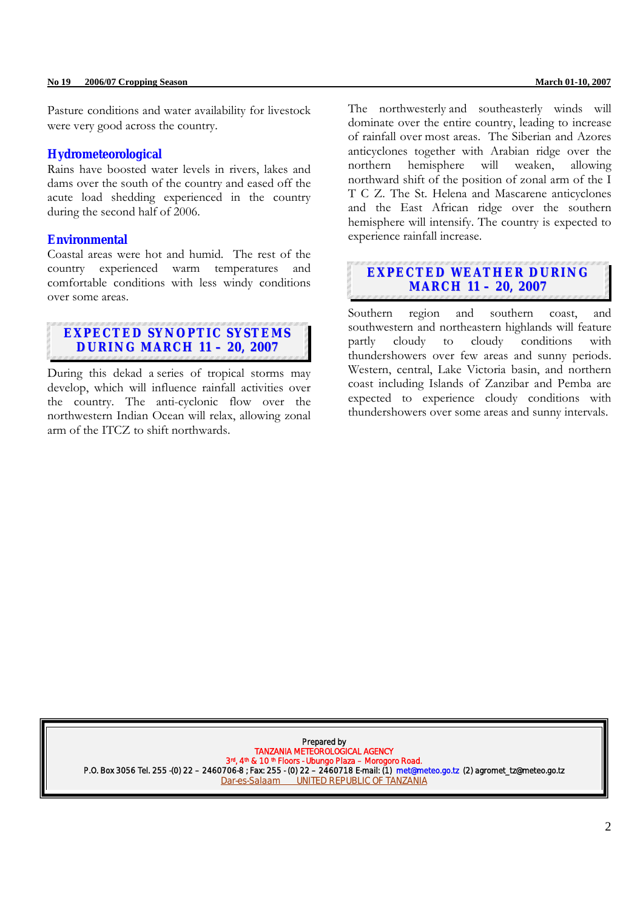Pasture conditions and water availability for livestock were very good across the country.

## Hydrometeorological

Rains have boosted water levels in rivers, lakes and dams over the south of the country and eased off the acute load shedding experienced in the country during the second half of 2006.

## Environmental

Coastal areas were hot and humid. The rest of the country experienced warm temperatures and comfortable conditions with less windy conditions over some areas.

## EXPECTED SYNOPTIC SYSTEMS DURING MARCH 11 - 20, 2007

During this dekad a series of tropical storms may develop, which will influence rainfall activities over the country. The anti-cyclonic flow over the northwestern Indian Ocean will relax, allowing zonal arm of the ITCZ to shift northwards.

The northwesterly and southeasterly winds will dominate over the entire country, leading to increase of rainfall over most areas. The Siberian and Azores anticyclones together with Arabian ridge over the northern hemisphere will weaken, allowing northward shift of the position of zonal arm of the I T C Z. The St. Helena and Mascarene anticyclones and the East African ridge over the southern hemisphere will intensify. The country is expected to experience rainfall increase.

## EXPECTED WEATHER DURING MARCH 11 - 20, 2007

Southern region and southern coast, and southwestern and northeastern highlands will feature partly cloudy to cloudy conditions with thundershowers over few areas and sunny periods. Western, central, Lake Victoria basin, and northern coast including Islands of Zanzibar and Pemba are expected to experience cloudy conditions with thundershowers over some areas and sunny intervals.

Prepared by
TANZANIA METEOROLOGICAL AGENCY
3rd, 4th & 10 th Floors - Ubungo Plaza – Morogoro Road.
P.O. Box 3056 Tel. 255 -(0) 22 – 2460706-8 ; Fax: 255 - (0) 22 – 2460718 E-mail: (1) met@meteo.go.tz (2) agromet_tz@meteo.go.tz
Dar-es-Salaam UNITED REPUBLIC OF TANZANIA